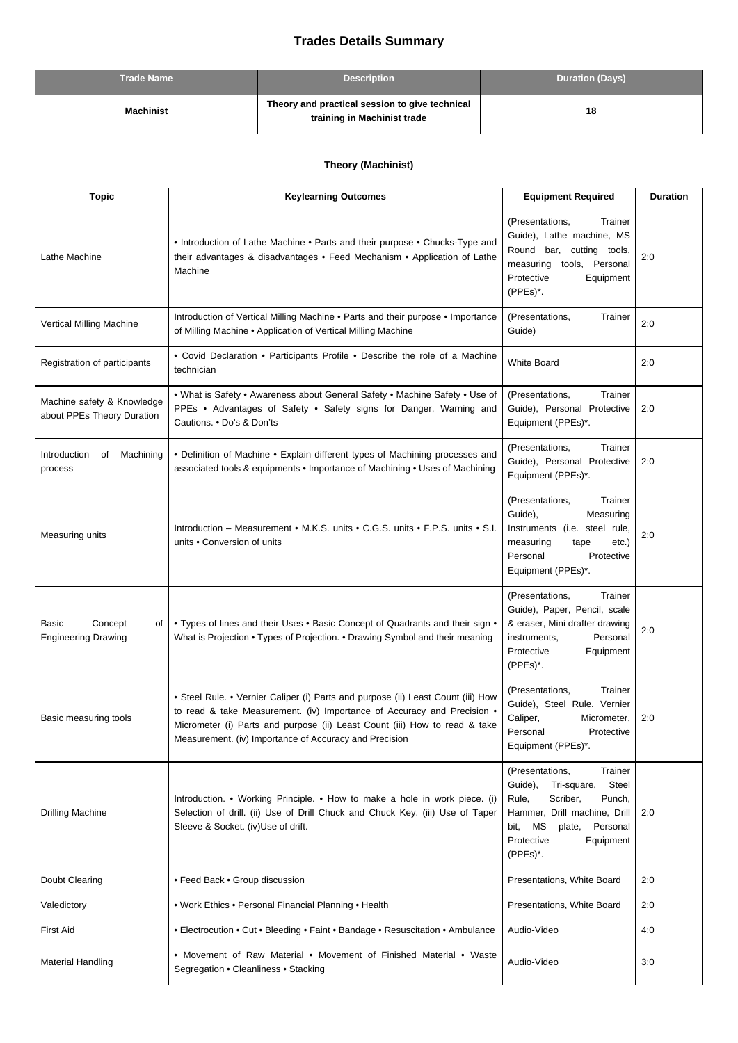# Trades Details Summary

| Trade Name | Description | Duration (Days) |
|---|---|---|
| **Machinist** | **Theory and practical session to give technical training in Machinist trade** | **18** |

### Theory (Machinist)

| Topic | Keylearning Outcomes | Equipment Required | Duration |
|---|---|---|---|
| Lathe Machine | • Introduction of Lathe Machine • Parts and their purpose • Chucks-Type and their advantages & disadvantages • Feed Mechanism • Application of Lathe Machine | (Presentations, Trainer Guide), Lathe machine, MS Round bar, cutting tools, measuring tools, Personal Protective Equipment (PPEs)*. | 2:0 |
| Vertical Milling Machine | Introduction of Vertical Milling Machine • Parts and their purpose • Importance of Milling Machine • Application of Vertical Milling Machine | (Presentations, Trainer Guide) | 2:0 |
| Registration of participants | • Covid Declaration • Participants Profile • Describe the role of a Machine technician | White Board | 2:0 |
| Machine safety & Knowledge about PPEs Theory Duration | • What is Safety • Awareness about General Safety • Machine Safety • Use of PPEs • Advantages of Safety • Safety signs for Danger, Warning and Cautions. • Do's & Don'ts | (Presentations, Trainer Guide), Personal Protective Equipment (PPEs)*. | 2:0 |
| Introduction of Machining process | • Definition of Machine • Explain different types of Machining processes and associated tools & equipments • Importance of Machining • Uses of Machining | (Presentations, Trainer Guide), Personal Protective Equipment (PPEs)*. | 2:0 |
| Measuring units | Introduction – Measurement • M.K.S. units • C.G.S. units • F.P.S. units • S.I. units • Conversion of units | (Presentations, Trainer Guide), Measuring Instruments (i.e. steel rule, measuring tape etc.) Personal Protective Equipment (PPEs)*. | 2:0 |
| Basic Concept of Engineering Drawing | • Types of lines and their Uses • Basic Concept of Quadrants and their sign • What is Projection • Types of Projection. • Drawing Symbol and their meaning | (Presentations, Trainer Guide), Paper, Pencil, scale & eraser, Mini drafter drawing instruments, Personal Protective Equipment (PPEs)*. | 2:0 |
| Basic measuring tools | • Steel Rule. • Vernier Caliper (i) Parts and purpose (ii) Least Count (iii) How to read & take Measurement. (iv) Importance of Accuracy and Precision • Micrometer (i) Parts and purpose (ii) Least Count (iii) How to read & take Measurement. (iv) Importance of Accuracy and Precision | (Presentations, Trainer Guide), Steel Rule. Vernier Caliper, Micrometer, Personal Protective Equipment (PPEs)*. | 2:0 |
| Drilling Machine | Introduction. • Working Principle. • How to make a hole in work piece. (i) Selection of drill. (ii) Use of Drill Chuck and Chuck Key. (iii) Use of Taper Sleeve & Socket. (iv)Use of drift. | (Presentations, Trainer Guide), Tri-square, Steel Rule, Scriber, Punch, Hammer, Drill machine, Drill bit, MS plate, Personal Protective Equipment (PPEs)*. | 2:0 |
| Doubt Clearing | • Feed Back • Group discussion | Presentations, White Board | 2:0 |
| Valedictory | • Work Ethics • Personal Financial Planning • Health | Presentations, White Board | 2:0 |
| First Aid | • Electrocution • Cut • Bleeding • Faint • Bandage • Resuscitation • Ambulance | Audio-Video | 4:0 |
| Material Handling | • Movement of Raw Material • Movement of Finished Material • Waste Segregation • Cleanliness • Stacking | Audio-Video | 3:0 |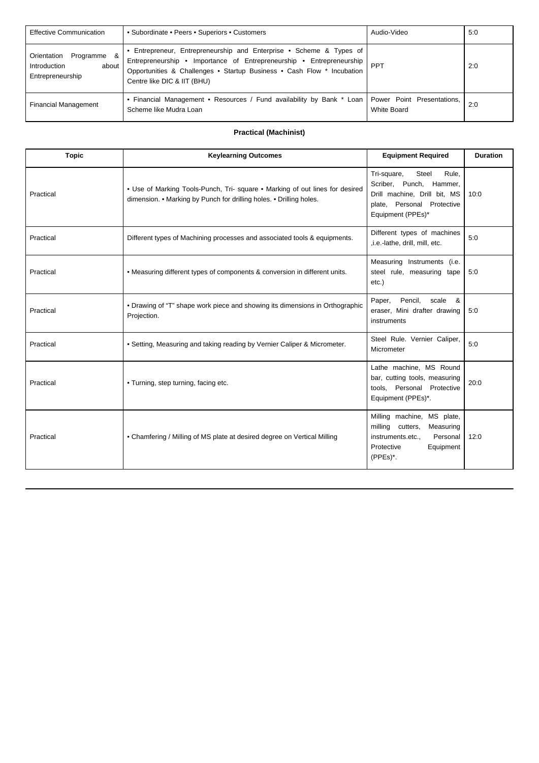| | | | |
|---|---|---|---|
| Effective Communication | • Subordinate • Peers • Superiors • Customers | Audio-Video | 5:0 |
| Orientation Programme & Introduction about Entrepreneurship | • Entrepreneur, Entrepreneurship and Enterprise • Scheme & Types of Entrepreneurship • Importance of Entrepreneurship • Entrepreneurship Opportunities & Challenges • Startup Business • Cash Flow * Incubation Centre like DIC & IIT (BHU) | PPT | 2:0 |
| Financial Management | • Financial Management • Resources / Fund availability by Bank * Loan Scheme like Mudra Loan | Power Point Presentations, White Board | 2:0 |

**Practical (Machinist)**

| Topic | Keylearning Outcomes | Equipment Required | Duration |
|---|---|---|---|
| Practical | • Use of Marking Tools-Punch, Tri- square • Marking of out lines for desired dimension. • Marking by Punch for drilling holes. • Drilling holes. | Tri-square, Steel Rule, Scriber, Punch, Hammer, Drill machine, Drill bit, MS plate, Personal Protective Equipment (PPEs)* | 10:0 |
| Practical | Different types of Machining processes and associated tools & equipments. | Different types of machines ,i.e.-lathe, drill, mill, etc. | 5:0 |
| Practical | • Measuring different types of components & conversion in different units. | Measuring Instruments (i.e. steel rule, measuring tape etc.) | 5:0 |
| Practical | • Drawing of "T" shape work piece and showing its dimensions in Orthographic Projection. | Paper, Pencil, scale & eraser, Mini drafter drawing instruments | 5:0 |
| Practical | • Setting, Measuring and taking reading by Vernier Caliper & Micrometer. | Steel Rule. Vernier Caliper, Micrometer | 5:0 |
| Practical | • Turning, step turning, facing etc. | Lathe machine, MS Round bar, cutting tools, measuring tools, Personal Protective Equipment (PPEs)*. | 20:0 |
| Practical | • Chamfering / Milling of MS plate at desired degree on Vertical Milling | Milling machine, MS plate, milling cutters, Measuring instruments.etc., Personal Protective Equipment (PPEs)*. | 12:0 |